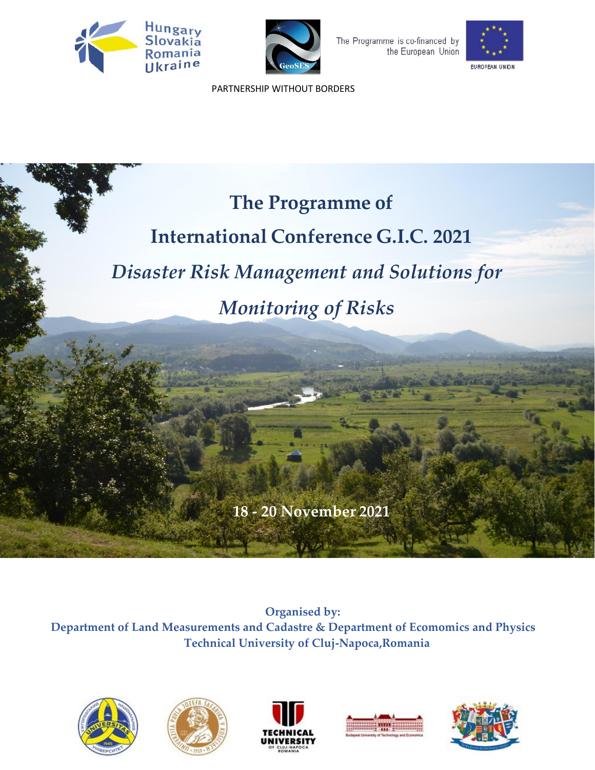Hungary Slovakia Romania Ukraine

The Programme is co-financed by the European Union

EUROPEAN UNION

PARTNERSHIP WITHOUT BORDERS

# The Programme of

# International Conference G.I.C. 2021

## *Disaster Risk Management and Solutions for Monitoring of Risks*

**18 - 20 November 2021**

**Organised by:**

**Department of Land Measurements and Cadastre & Department of Ecomomics and Physics**

**Technical University of Cluj-Napoca,Romania**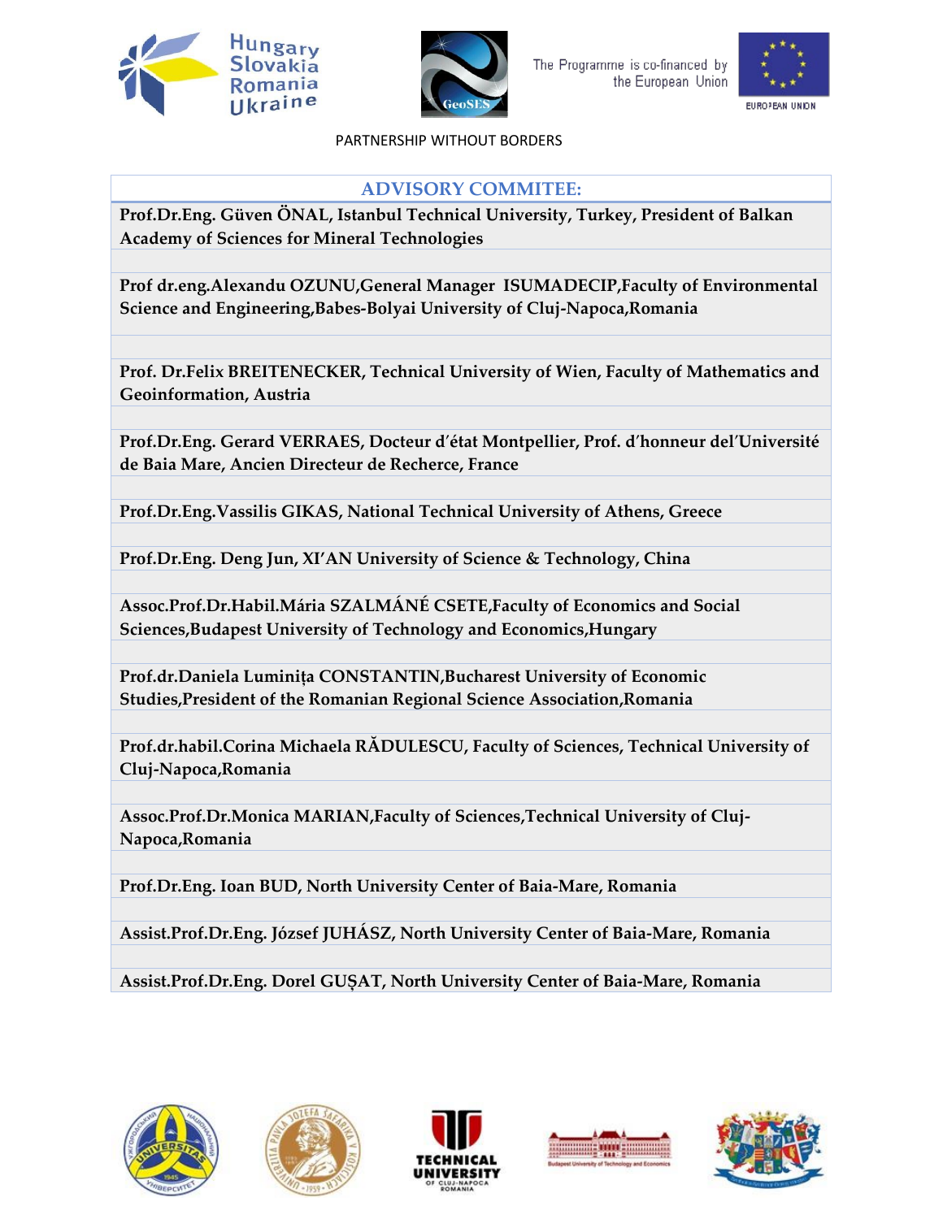PARTNERSHIP WITHOUT BORDERS

## ADVISORY COMMITEE:

**Prof.Dr.Eng. Güven ÖNAL, Istanbul Technical University, Turkey, President of Balkan Academy of Sciences for Mineral Technologies**

**Prof dr.eng.Alexandu OZUNU,General Manager ISUMADECIP,Faculty of Environmental Science and Engineering,Babes-Bolyai University of Cluj-Napoca,Romania**

**Prof. Dr.Felix BREITENECKER, Technical University of Wien, Faculty of Mathematics and Geoinformation, Austria**

**Prof.Dr.Eng. Gerard VERRAES, Docteur d'état Montpellier, Prof. d'honneur del'Université de Baia Mare, Ancien Directeur de Recherce, France**

**Prof.Dr.Eng.Vassilis GIKAS, National Technical University of Athens, Greece**

**Prof.Dr.Eng. Deng Jun, XI'AN University of Science & Technology, China**

**Assoc.Prof.Dr.Habil.Mária SZALMÁNÉ CSETE,Faculty of Economics and Social Sciences,Budapest University of Technology and Economics,Hungary**

**Prof.dr.Daniela Luminița CONSTANTIN,Bucharest University of Economic Studies,President of the Romanian Regional Science Association,Romania**

**Prof.dr.habil.Corina Michaela RĂDULESCU, Faculty of Sciences, Technical University of Cluj-Napoca,Romania**

**Assoc.Prof.Dr.Monica MARIAN,Faculty of Sciences,Technical University of Cluj-Napoca,Romania**

**Prof.Dr.Eng. Ioan BUD, North University Center of Baia-Mare, Romania**

**Assist.Prof.Dr.Eng. József JUHÁSZ, North University Center of Baia-Mare, Romania**

**Assist.Prof.Dr.Eng. Dorel GUȘAT, North University Center of Baia-Mare, Romania**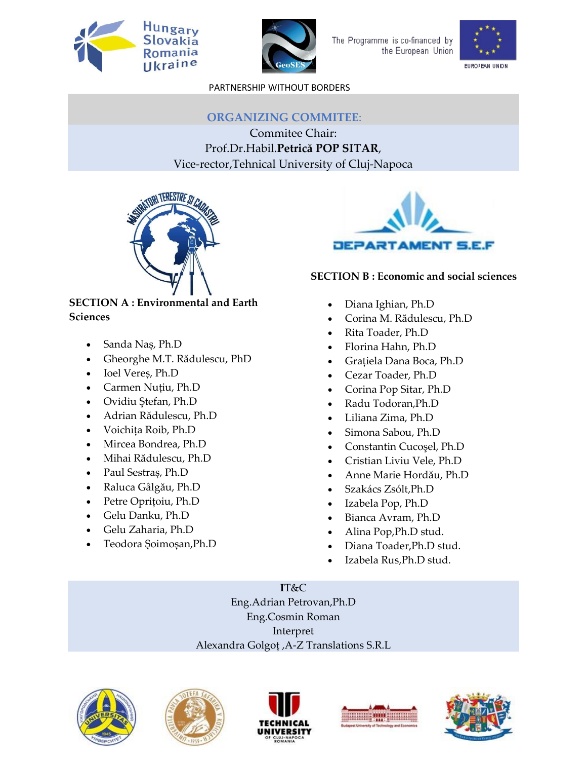Hungary Slovakia Romania Ukraine

The Programme is co-financed by the European Union

EUROPEAN UNION

PARTNERSHIP WITHOUT BORDERS

## ORGANIZING COMMITEE:

Commitee Chair:
Prof.Dr.Habil.**Petrică POP SITAR**,
Vice-rector,Tehnical University of Cluj-Napoca

**SECTION A : Environmental and Earth Sciences**

- Sanda Naș, Ph.D
- Gheorghe M.T. Rădulescu, PhD
- Ioel Vereș, Ph.D
- Carmen Nuțiu, Ph.D
- Ovidiu Ștefan, Ph.D
- Adrian Rădulescu, Ph.D
- Voichița Roib, Ph.D
- Mircea Bondrea, Ph.D
- Mihai Rădulescu, Ph.D
- Paul Sestraș, Ph.D
- Raluca Gâlgău, Ph.D
- Petre Oprițoiu, Ph.D
- Gelu Danku, Ph.D
- Gelu Zaharia, Ph.D
- Teodora Șoimoșan,Ph.D

DEPARTAMENT S.E.F

**SECTION B : Economic and social sciences**

- Diana Ighian, Ph.D
- Corina M. Rădulescu, Ph.D
- Rita Toader, Ph.D
- Florina Hahn, Ph.D
- Grațiela Dana Boca, Ph.D
- Cezar Toader, Ph.D
- Corina Pop Sitar, Ph.D
- Radu Todoran,Ph.D
- Liliana Zima, Ph.D
- Simona Sabou, Ph.D
- Constantin Cucoşel, Ph.D
- Cristian Liviu Vele, Ph.D
- Anne Marie Hordău, Ph.D
- Szakács Zsólt,Ph.D
- Izabela Pop, Ph.D
- Bianca Avram, Ph.D
- Alina Pop,Ph.D stud.
- Diana Toader,Ph.D stud.
- Izabela Rus,Ph.D stud.

IT&C
Eng.Adrian Petrovan,Ph.D
Eng.Cosmin Roman
Interpret
Alexandra Golgoț ,A-Z Translations S.R.L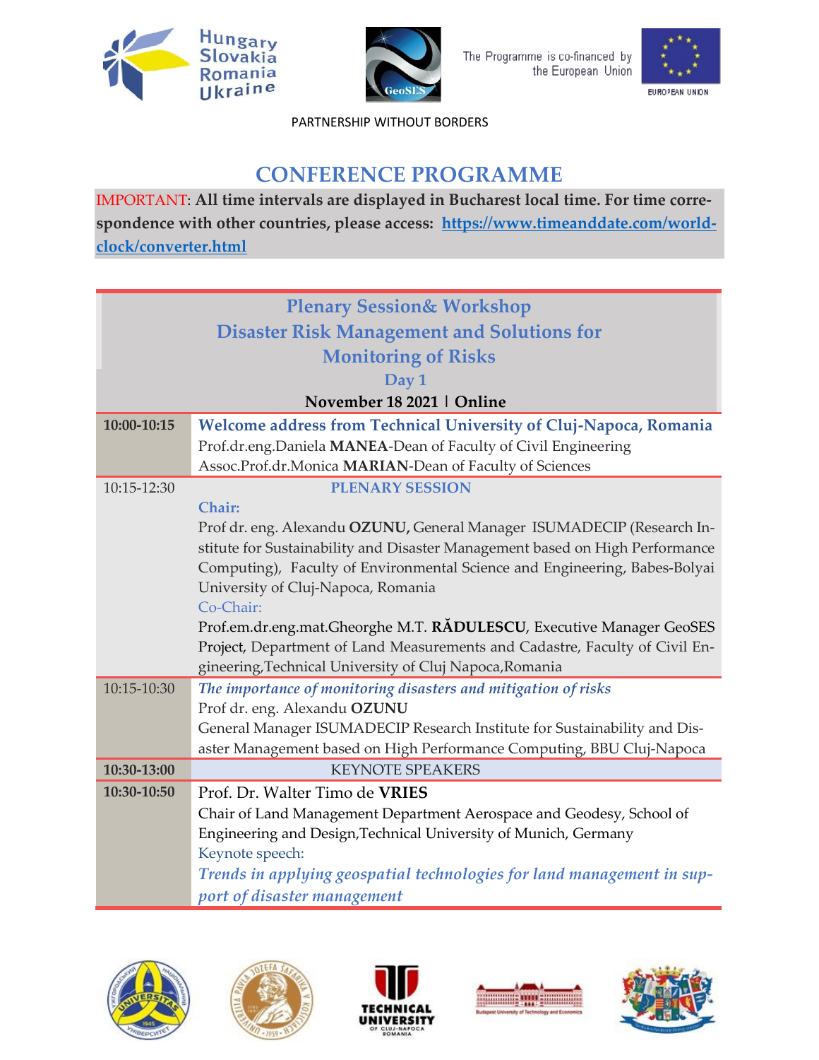Hungary Slovakia Romania Ukraine

The Programme is co-financed by the European Union

EUROPEAN UNION

PARTNERSHIP WITHOUT BORDERS

# CONFERENCE PROGRAMME

IMPORTANT: **All time intervals are displayed in Bucharest local time. For time correspondence with other countries, please access: [https://www.timeanddate.com/worldclock/converter.html](https://www.timeanddate.com/worldclock/converter.html)**

## Plenary Session& Workshop
## Disaster Risk Management and Solutions for Monitoring of Risks
### Day 1
**November 18 2021 | Online**

| Time | Programme |
|---|---|
| **10:00-10:15** | **Welcome address from Technical University of Cluj-Napoca, Romania**<br>Prof.dr.eng.Daniela **MANEA**-Dean of Faculty of Civil Engineering<br>Assoc.Prof.dr.Monica **MARIAN**-Dean of Faculty of Sciences |
| 10:15-12:30 | **PLENARY SESSION**<br>**Chair:**<br>Prof dr. eng. Alexandu **OZUNU,** General Manager ISUMADECIP (Research Institute for Sustainability and Disaster Management based on High Performance Computing), Faculty of Environmental Science and Engineering, Babes-Bolyai University of Cluj-Napoca, Romania<br>Co-Chair:<br>Prof.em.dr.eng.mat.Gheorghe M.T. **RĂDULESCU**, Executive Manager GeoSES Project, Department of Land Measurements and Cadastre, Faculty of Civil Engineering,Technical University of Cluj Napoca,Romania |
| 10:15-10:30 | ***The importance of monitoring disasters and mitigation of risks***<br>Prof dr. eng. Alexandu **OZUNU**<br>General Manager ISUMADECIP Research Institute for Sustainability and Disaster Management based on High Performance Computing, BBU Cluj-Napoca |
| **10:30-13:00** | KEYNOTE SPEAKERS |
| **10:30-10:50** | Prof. Dr. Walter Timo de **VRIES**<br>Chair of Land Management Department Aerospace and Geodesy, School of Engineering and Design,Technical University of Munich, Germany<br>Keynote speech:<br>***Trends in applying geospatial technologies for land management in support of disaster management*** |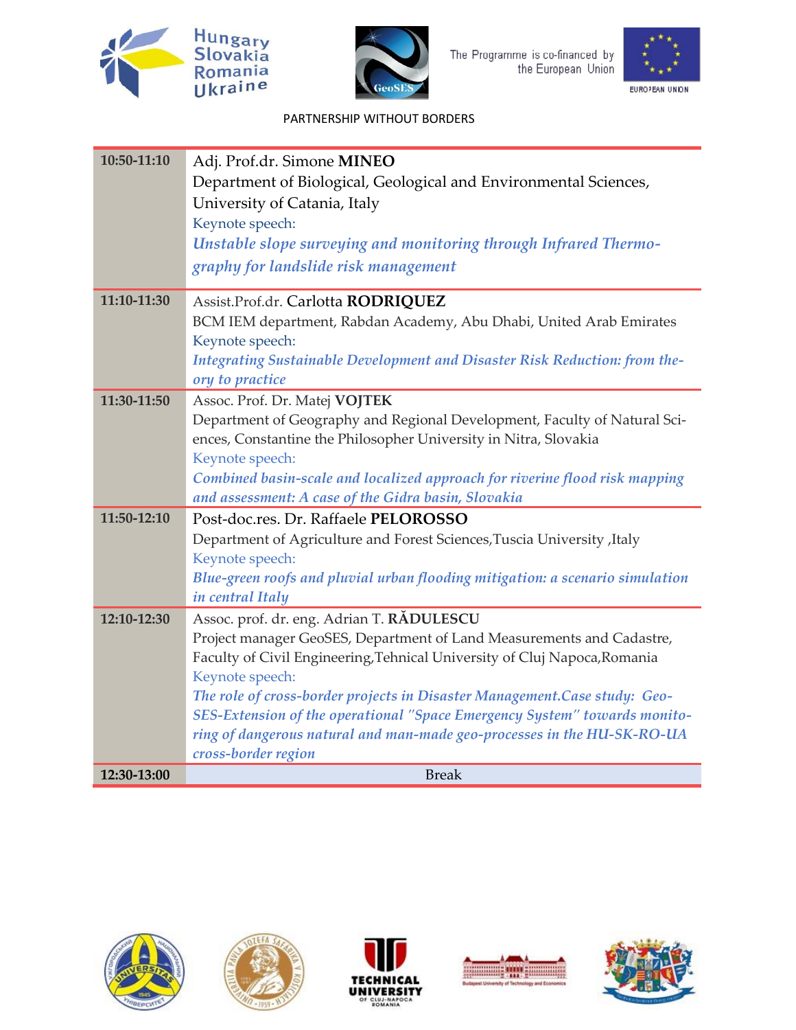PARTNERSHIP WITHOUT BORDERS

| | |
|---|---|
| **10:50-11:10** | Adj. Prof.dr. Simone **MINEO**<br>Department of Biological, Geological and Environmental Sciences, University of Catania, Italy<br>Keynote speech:<br>***Unstable slope surveying and monitoring through Infrared Thermography for landslide risk management*** |
| **11:10-11:30** | Assist.Prof.dr. Carlotta **RODRIQUEZ**<br>BCM IEM department, Rabdan Academy, Abu Dhabi, United Arab Emirates<br>Keynote speech:<br>***Integrating Sustainable Development and Disaster Risk Reduction: from theory to practice*** |
| **11:30-11:50** | Assoc. Prof. Dr. Matej **VOJTEK**<br>Department of Geography and Regional Development, Faculty of Natural Sciences, Constantine the Philosopher University in Nitra, Slovakia<br>Keynote speech:<br>***Combined basin-scale and localized approach for riverine flood risk mapping and assessment: A case of the Gidra basin, Slovakia*** |
| **11:50-12:10** | Post-doc.res. Dr. Raffaele **PELOROSSO**<br>Department of Agriculture and Forest Sciences,Tuscia University ,Italy<br>Keynote speech:<br>***Blue-green roofs and pluvial urban flooding mitigation: a scenario simulation in central Italy*** |
| **12:10-12:30** | Assoc. prof. dr. eng. Adrian T. **RĂDULESCU**<br>Project manager GeoSES, Department of Land Measurements and Cadastre, Faculty of Civil Engineering,Tehnical University of Cluj Napoca,Romania<br>Keynote speech:<br>***The role of cross-border projects in Disaster Management.Case study: GeoSES-Extension of the operational "Space Emergency System" towards monitoring of dangerous natural and man-made geo-processes in the HU-SK-RO-UA cross-border region*** |
| **12:30-13:00** | Break |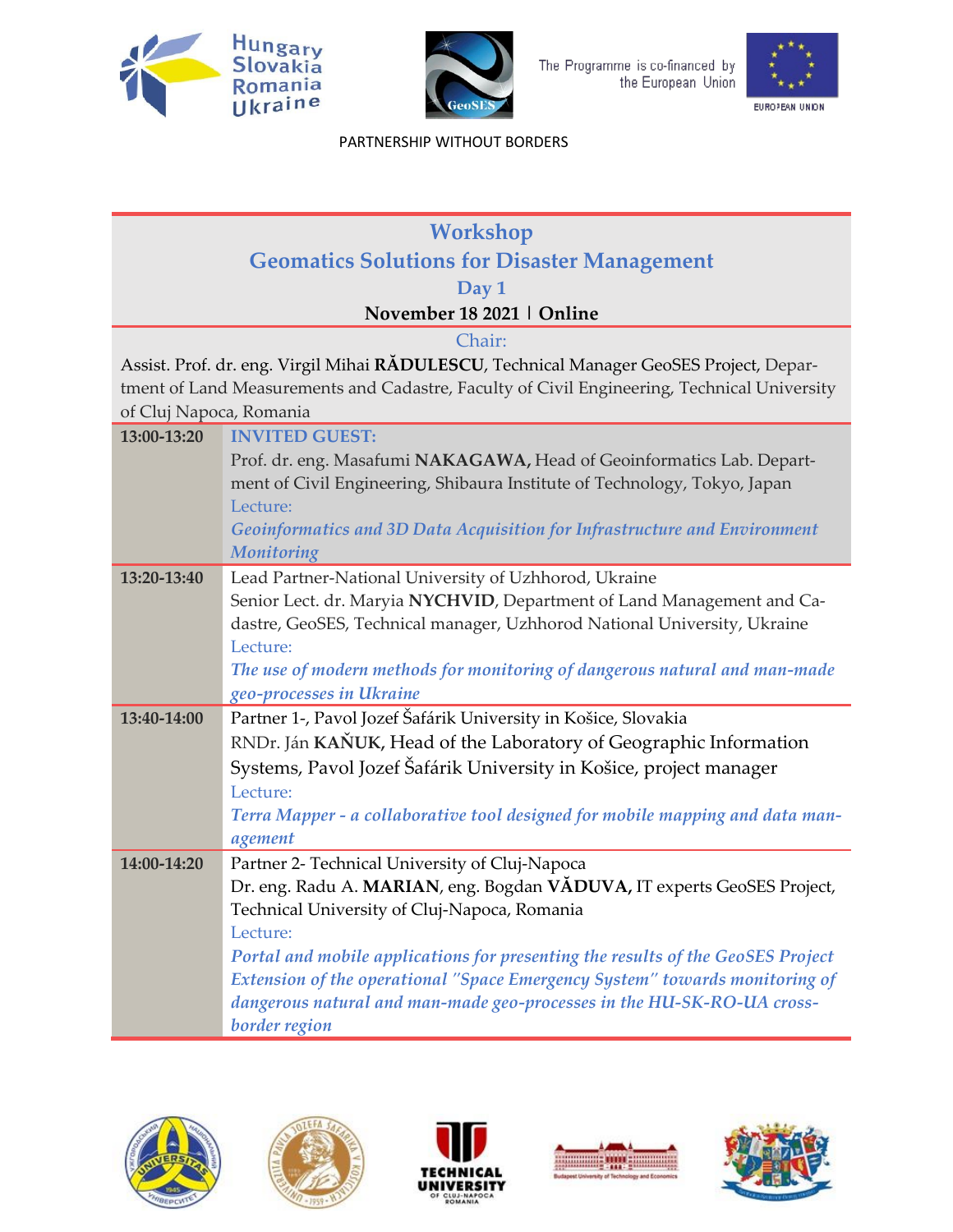Hungary Slovakia Romania Ukraine

The Programme is co-financed by the European Union

EUROPEAN UNION

PARTNERSHIP WITHOUT BORDERS

# Workshop
## Geomatics Solutions for Disaster Management
### Day 1
**November 18 2021 | Online**

Chair:

Assist. Prof. dr. eng. Virgil Mihai **RĂDULESCU**, Technical Manager GeoSES Project, Department of Land Measurements and Cadastre, Faculty of Civil Engineering, Technical University of Cluj Napoca, Romania

| Time | Programme |
|---|---|
| **13:00-13:20** | **INVITED GUEST:** Prof. dr. eng. Masafumi **NAKAGAWA,** Head of Geoinformatics Lab. Department of Civil Engineering, Shibaura Institute of Technology, Tokyo, Japan<br>Lecture:<br>***Geoinformatics and 3D Data Acquisition for Infrastructure and Environment Monitoring*** |
| **13:20-13:40** | Lead Partner-National University of Uzhhorod, Ukraine<br>Senior Lect. dr. Maryia **NYCHVID**, Department of Land Management and Cadastre, GeoSES, Technical manager, Uzhhorod National University, Ukraine<br>Lecture:<br>***The use of modern methods for monitoring of dangerous natural and man-made geo-processes in Ukraine*** |
| **13:40-14:00** | Partner 1-, Pavol Jozef Šafárik University in Košice, Slovakia<br>RNDr. Ján **KAŇUK,** Head of the Laboratory of Geographic Information Systems, Pavol Jozef Šafárik University in Košice, project manager<br>Lecture:<br>***Terra Mapper - a collaborative tool designed for mobile mapping and data management*** |
| **14:00-14:20** | Partner 2- Technical University of Cluj-Napoca<br>Dr. eng. Radu A. **MARIAN**, eng. Bogdan **VĂDUVA,** IT experts GeoSES Project, Technical University of Cluj-Napoca, Romania<br>Lecture:<br>***Portal and mobile applications for presenting the results of the GeoSES Project Extension of the operational "Space Emergency System" towards monitoring of dangerous natural and man-made geo-processes in the HU-SK-RO-UA cross-border region*** |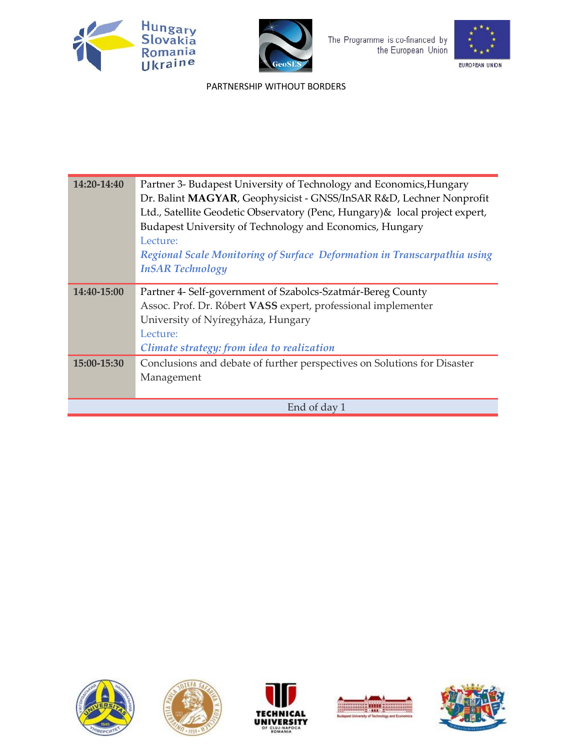PARTNERSHIP WITHOUT BORDERS

| | |
|---|---|
| **14:20-14:40** | Partner 3- Budapest University of Technology and Economics,Hungary<br>Dr. Balint **MAGYAR**, Geophysicist - GNSS/InSAR R&D, Lechner Nonprofit Ltd., Satellite Geodetic Observatory (Penc, Hungary)& local project expert, Budapest University of Technology and Economics, Hungary<br>Lecture:<br>***Regional Scale Monitoring of Surface Deformation in Transcarpathia using InSAR Technology*** |
| **14:40-15:00** | Partner 4- Self-government of Szabolcs-Szatmár-Bereg County<br>Assoc. Prof. Dr. Róbert **VASS** expert, professional implementer<br>University of Nyíregyháza, Hungary<br>Lecture:<br>***Climate strategy: from idea to realization*** |
| **15:00-15:30** | Conclusions and debate of further perspectives on Solutions for Disaster Management |
| End of day 1 | |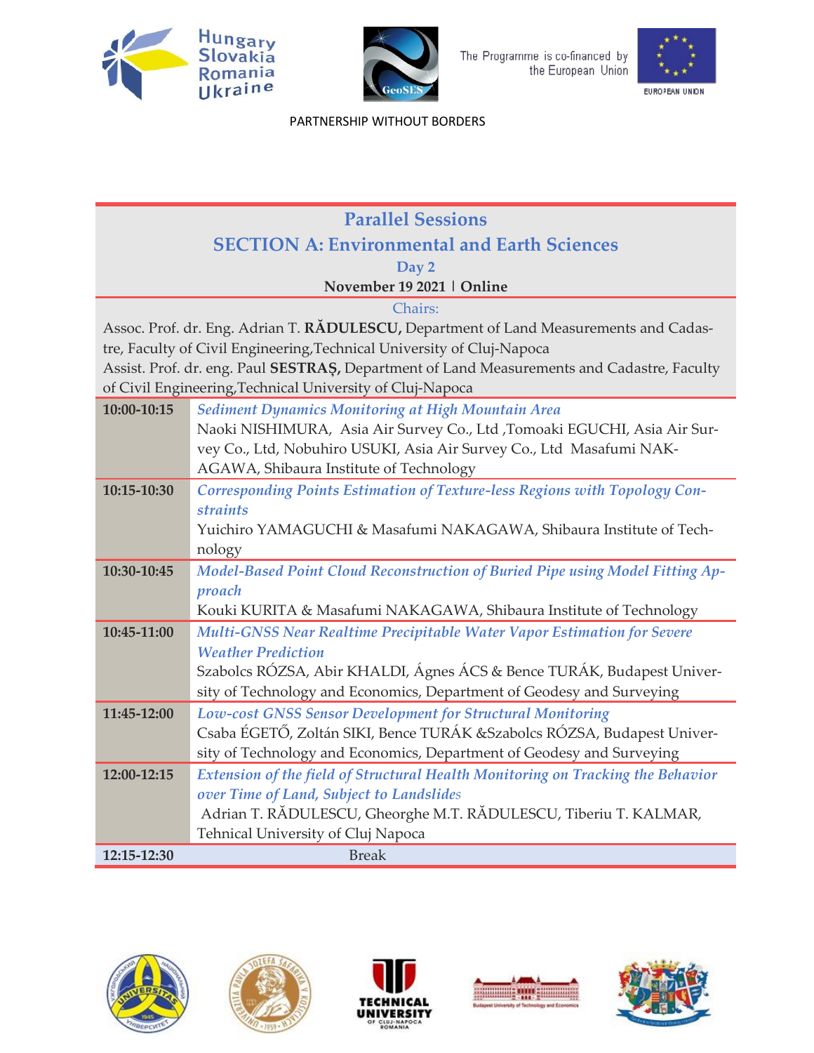Hungary Slovakia Romania Ukraine

The Programme is co-financed by the European Union

EUROPEAN UNION

PARTNERSHIP WITHOUT BORDERS

## Parallel Sessions

## SECTION A: Environmental and Earth Sciences

### Day 2

**November 19 2021 | Online**

Chairs:

Assoc. Prof. dr. Eng. Adrian T. **RĂDULESCU,** Department of Land Measurements and Cadastre, Faculty of Civil Engineering,Technical University of Cluj-Napoca

Assist. Prof. dr. eng. Paul **SESTRAȘ,** Department of Land Measurements and Cadastre, Faculty of Civil Engineering,Technical University of Cluj-Napoca

| | |
|---|---|
| **10:00-10:15** | *Sediment Dynamics Monitoring at High Mountain Area*<br>Naoki NISHIMURA, Asia Air Survey Co., Ltd ,Tomoaki EGUCHI, Asia Air Survey Co., Ltd, Nobuhiro USUKI, Asia Air Survey Co., Ltd Masafumi NAKAGAWA, Shibaura Institute of Technology |
| **10:15-10:30** | *Corresponding Points Estimation of Texture-less Regions with Topology Constraints*<br>Yuichiro YAMAGUCHI & Masafumi NAKAGAWA, Shibaura Institute of Technology |
| **10:30-10:45** | *Model-Based Point Cloud Reconstruction of Buried Pipe using Model Fitting Approach*<br>Kouki KURITA & Masafumi NAKAGAWA, Shibaura Institute of Technology |
| **10:45-11:00** | *Multi-GNSS Near Realtime Precipitable Water Vapor Estimation for Severe Weather Prediction*<br>Szabolcs RÓZSA, Abir KHALDI, Ágnes ÁCS & Bence TURÁK, Budapest University of Technology and Economics, Department of Geodesy and Surveying |
| **11:45-12:00** | *Low-cost GNSS Sensor Development for Structural Monitoring*<br>Csaba ÉGETŐ, Zoltán SIKI, Bence TURÁK &Szabolcs RÓZSA, Budapest University of Technology and Economics, Department of Geodesy and Surveying |
| **12:00-12:15** | *Extension of the field of Structural Health Monitoring on Tracking the Behavior over Time of Land, Subject to Landslides*<br>Adrian T. RĂDULESCU, Gheorghe M.T. RĂDULESCU, Tiberiu T. KALMAR, Tehnical University of Cluj Napoca |
| **12:15-12:30** | Break |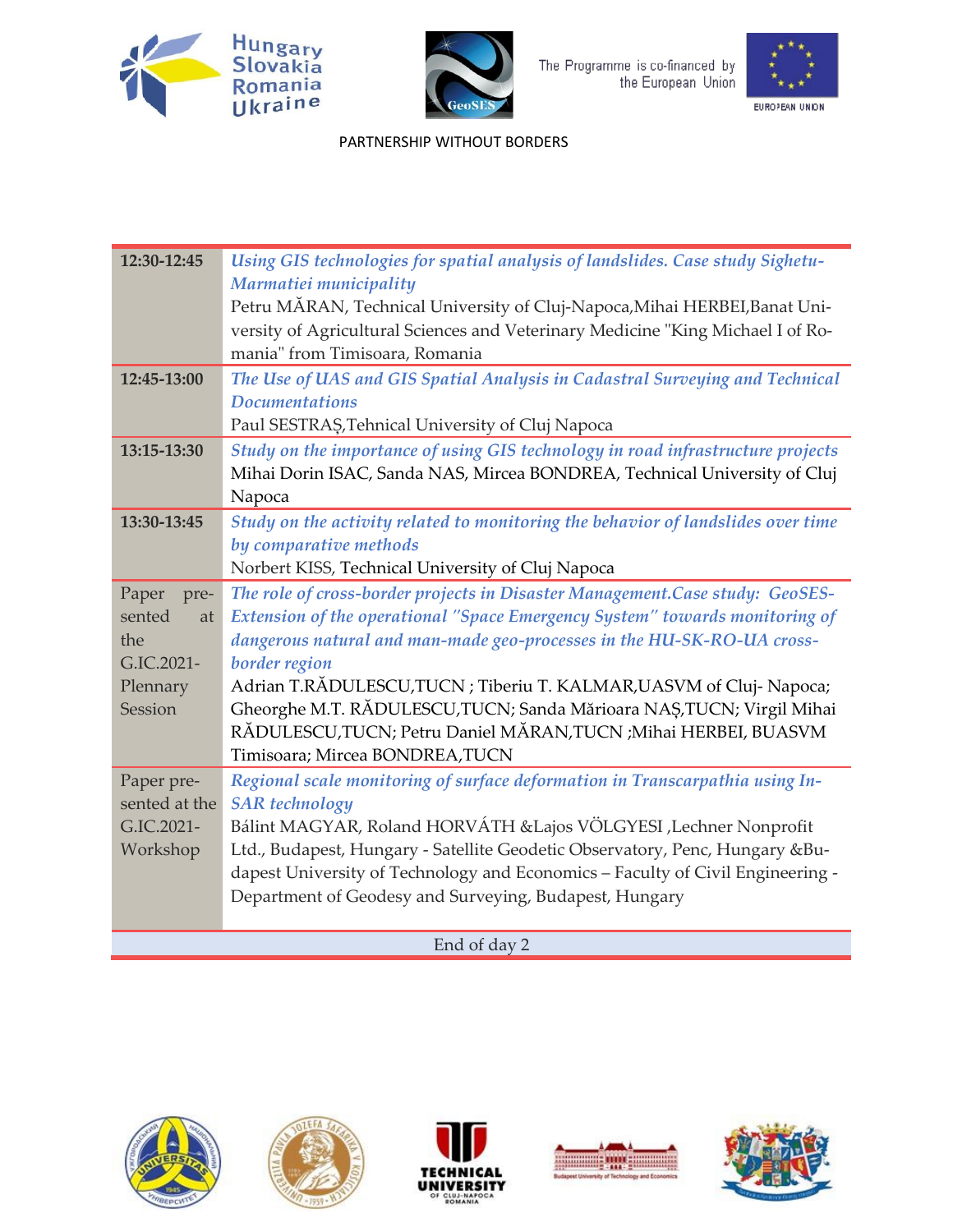PARTNERSHIP WITHOUT BORDERS

| | |
|---|---|
| 12:30-12:45 | *Using GIS technologies for spatial analysis of landslides. Case study Sighetu-Marmatiei municipality*<br>Petru MĂRAN, Technical University of Cluj-Napoca,Mihai HERBEI,Banat University of Agricultural Sciences and Veterinary Medicine "King Michael I of Romania" from Timisoara, Romania |
| 12:45-13:00 | *The Use of UAS and GIS Spatial Analysis in Cadastral Surveying and Technical Documentations*<br>Paul SESTRAȘ,Tehnical University of Cluj Napoca |
| 13:15-13:30 | *Study on the importance of using GIS technology in road infrastructure projects*<br>Mihai Dorin ISAC, Sanda NAS, Mircea BONDREA, Technical University of Cluj Napoca |
| 13:30-13:45 | *Study on the activity related to monitoring the behavior of landslides over time by comparative methods*<br>Norbert KISS, Technical University of Cluj Napoca |
| Paper presented at the G.IC.2021-Plennary Session | *The role of cross-border projects in Disaster Management.Case study: GeoSES-Extension of the operational "Space Emergency System" towards monitoring of dangerous natural and man-made geo-processes in the HU-SK-RO-UA cross-border region*<br>Adrian T.RĂDULESCU,TUCN ; Tiberiu T. KALMAR,UASVM of Cluj- Napoca; Gheorghe M.T. RĂDULESCU,TUCN; Sanda Mărioara NAȘ,TUCN; Virgil Mihai RĂDULESCU,TUCN; Petru Daniel MĂRAN,TUCN ;Mihai HERBEI, BUASVM Timisoara; Mircea BONDREA,TUCN |
| Paper presented at the G.IC.2021-Workshop | *Regional scale monitoring of surface deformation in Transcarpathia using In-SAR technology*<br>Bálint MAGYAR, Roland HORVÁTH &Lajos VÖLGYESI ,Lechner Nonprofit Ltd., Budapest, Hungary - Satellite Geodetic Observatory, Penc, Hungary &Budapest University of Technology and Economics – Faculty of Civil Engineering - Department of Geodesy and Surveying, Budapest, Hungary |

End of day 2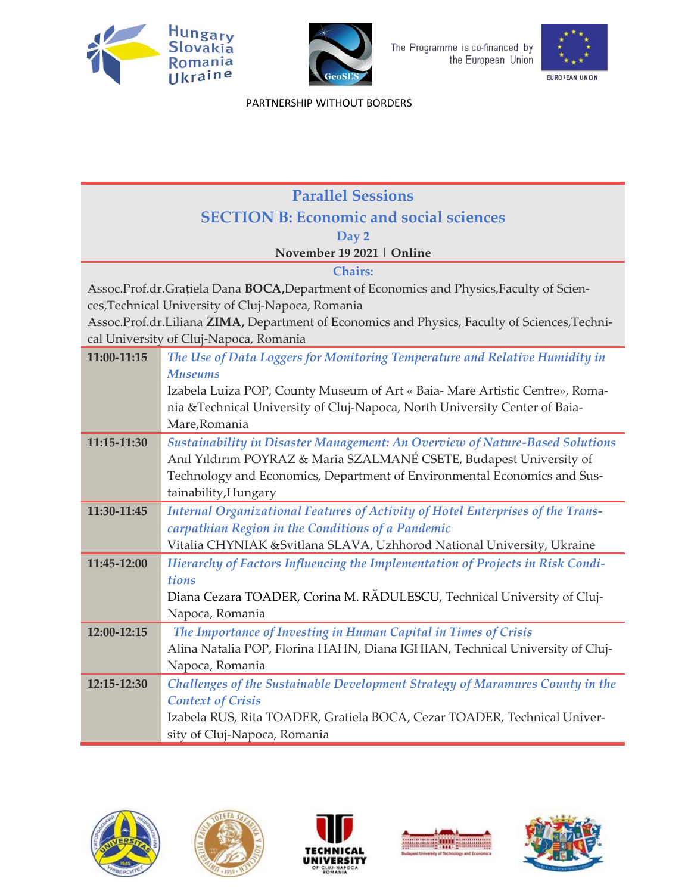PARTNERSHIP WITHOUT BORDERS

## Parallel Sessions

## SECTION B: Economic and social sciences

### Day 2

**November 19 2021 | Online**

**Chairs:**

Assoc.Prof.dr.Grațiela Dana **BOCA,** Department of Economics and Physics, Faculty of Sciences, Technical University of Cluj-Napoca, Romania

Assoc.Prof.dr.Liliana **ZIMA,** Department of Economics and Physics, Faculty of Sciences, Technical University of Cluj-Napoca, Romania

| | |
|---|---|
| **11:00-11:15** | *The Use of Data Loggers for Monitoring Temperature and Relative Humidity in Museums*<br>Izabela Luiza POP, County Museum of Art « Baia- Mare Artistic Centre», Romania &Technical University of Cluj-Napoca, North University Center of Baia-Mare, Romania |
| **11:15-11:30** | *Sustainability in Disaster Management: An Overview of Nature-Based Solutions*<br>Anıl Yıldırım POYRAZ & Maria SZALMANÉ CSETE, Budapest University of Technology and Economics, Department of Environmental Economics and Sustainability, Hungary |
| **11:30-11:45** | *Internal Organizational Features of Activity of Hotel Enterprises of the Transcarpathian Region in the Conditions of a Pandemic*<br>Vitalia CHYNIAK &Svitlana SLAVA, Uzhhorod National University, Ukraine |
| **11:45-12:00** | *Hierarchy of Factors Influencing the Implementation of Projects in Risk Conditions*<br>Diana Cezara TOADER, Corina M. RĂDULESCU, Technical University of Cluj-Napoca, Romania |
| **12:00-12:15** | *The Importance of Investing in Human Capital in Times of Crisis*<br>Alina Natalia POP, Florina HAHN, Diana IGHIAN, Technical University of Cluj-Napoca, Romania |
| **12:15-12:30** | *Challenges of the Sustainable Development Strategy of Maramures County in the Context of Crisis*<br>Izabela RUS, Rita TOADER, Gratiela BOCA, Cezar TOADER, Technical University of Cluj-Napoca, Romania |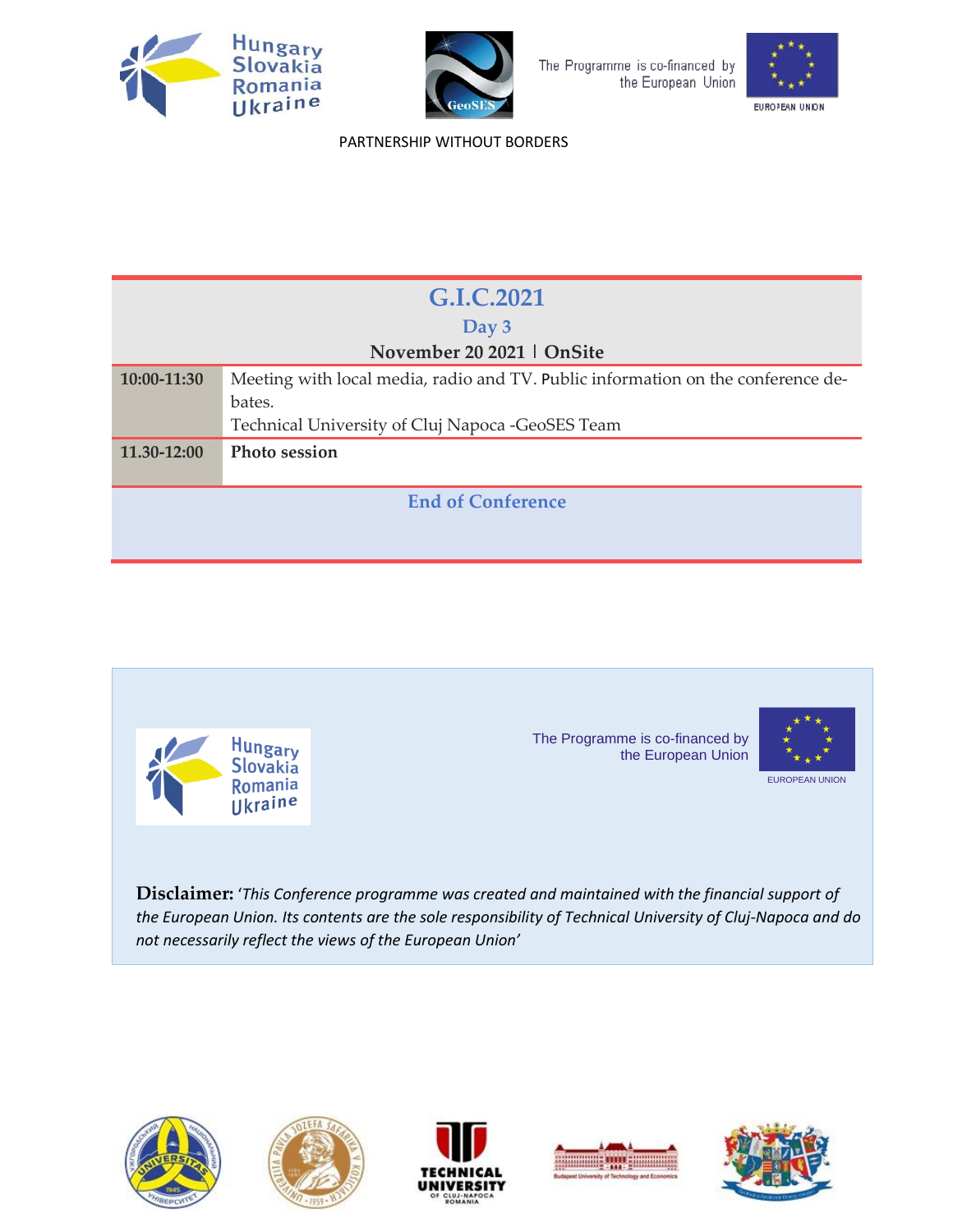PARTNERSHIP WITHOUT BORDERS

| G.I.C.2021<br>Day 3<br>November 20 2021 ǀ OnSite | |
|---|---|
| 10:00-11:30 | Meeting with local media, radio and TV. Public information on the conference debates.<br>Technical University of Cluj Napoca -GeoSES Team |
| 11.30-12:00 | **Photo session** |
| **End of Conference** | |

The Programme is co-financed by the European Union

EUROPEAN UNION

**Disclaimer:** '*This Conference programme was created and maintained with the financial support of the European Union. Its contents are the sole responsibility of Technical University of Cluj-Napoca and do not necessarily reflect the views of the European Union*'